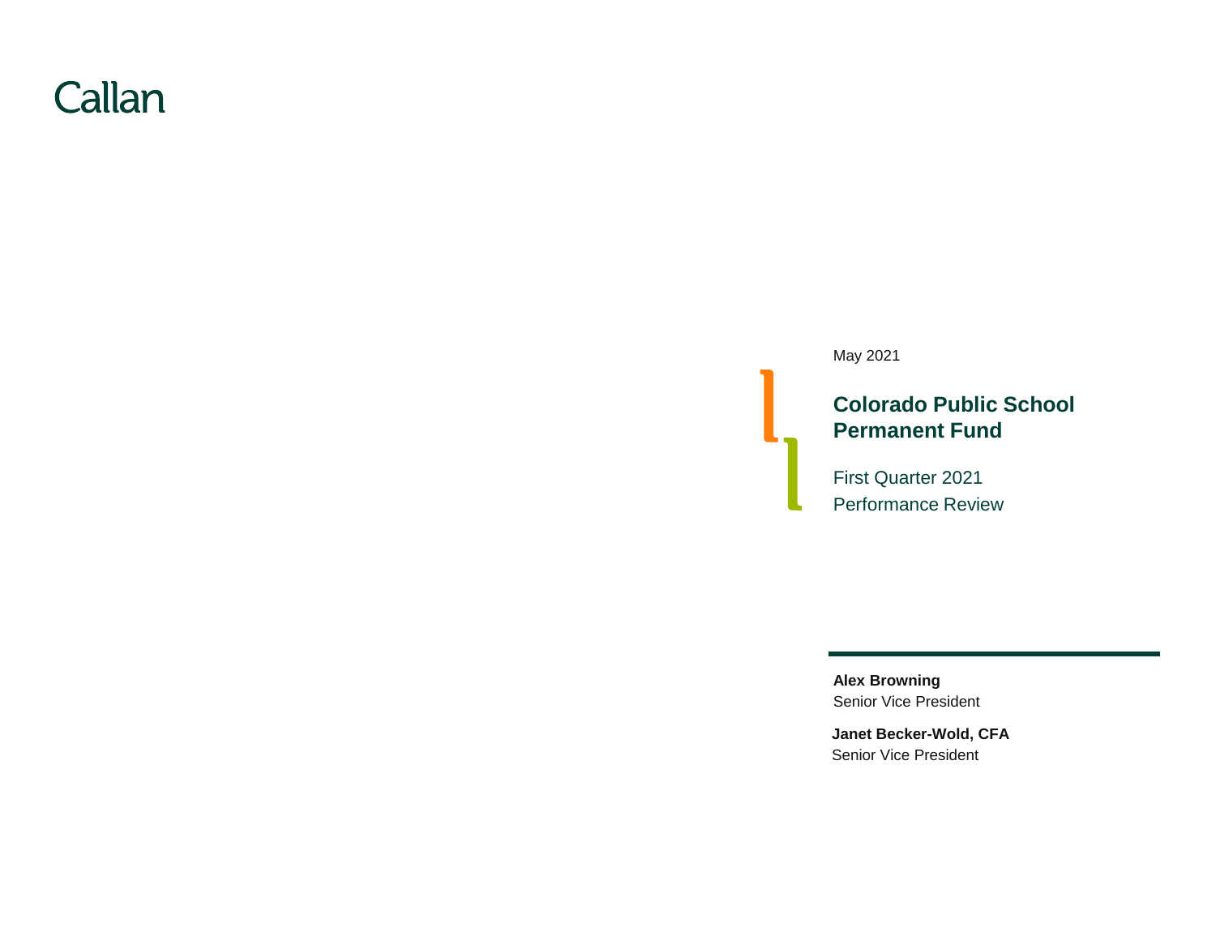Callan

May 2021

# Colorado Public School Permanent Fund

First Quarter 2021
Performance Review

**Alex Browning**
Senior Vice President

**Janet Becker-Wold, CFA**
Senior Vice President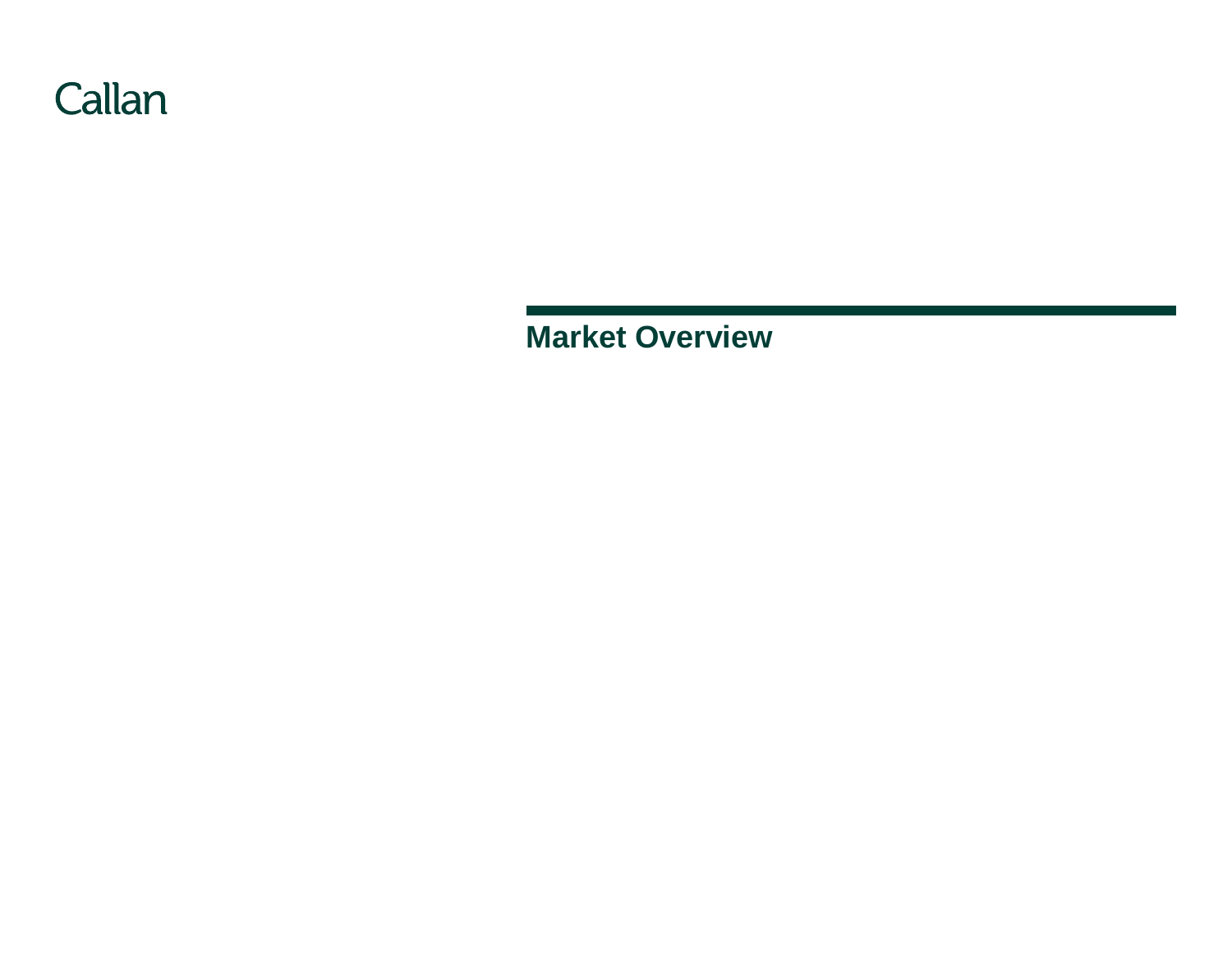Callan

# Market Overview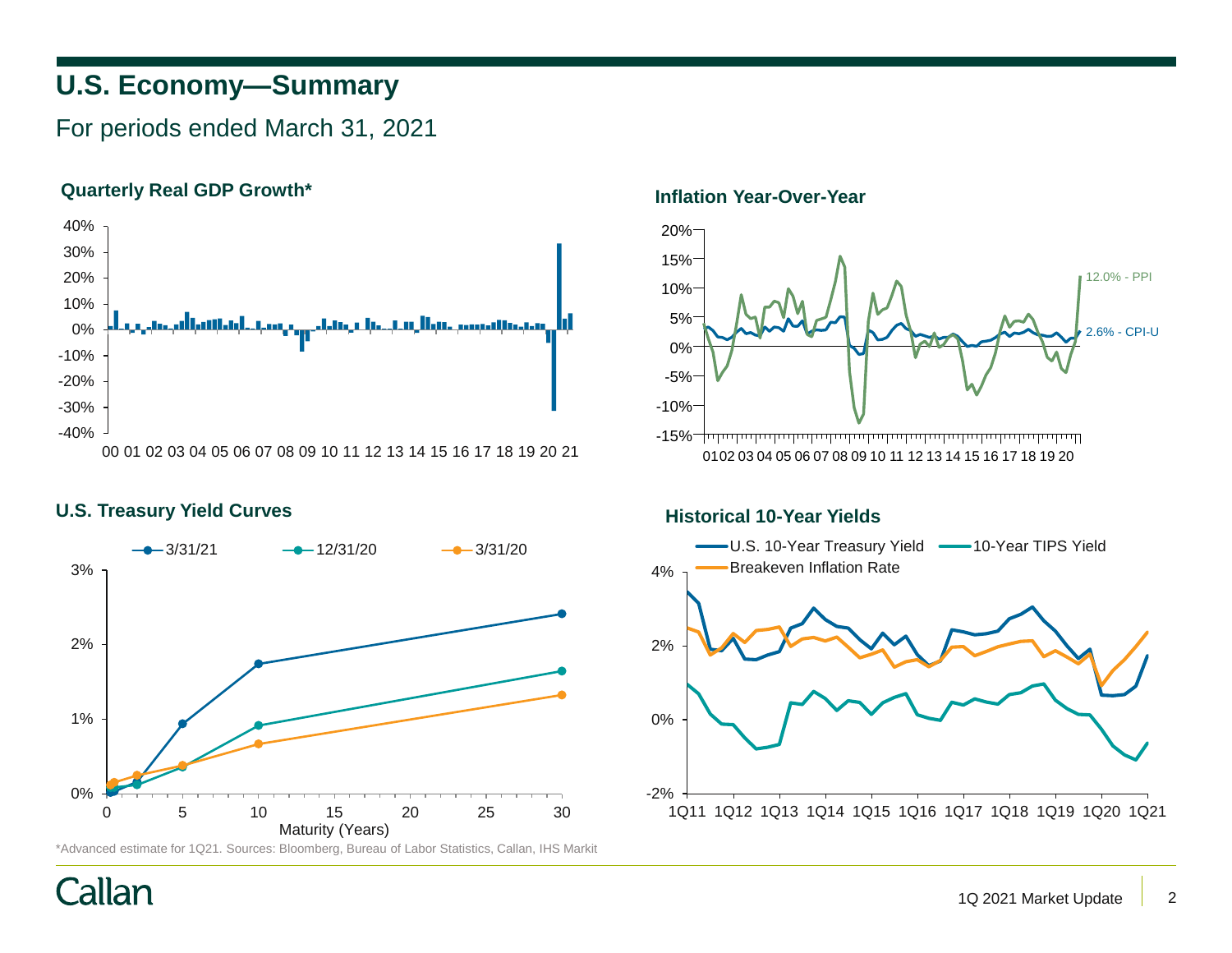# U.S. Economy—Summary

For periods ended March 31, 2021

### Quarterly Real GDP Growth*

40%
30%
20%
10%
0%
-10%
-20%
-30%
-40%

00 01 02 03 04 05 06 07 08 09 10 11 12 13 14 15 16 17 18 19 20 21

### Inflation Year-Over-Year

20%
15%
10%
5%
0%
-5%
-10%
-15%

01 02 03 04 05 06 07 08 09 10 11 12 13 14 15 16 17 18 19 20

12.0% - PPI

2.6% - CPI-U

### U.S. Treasury Yield Curves

3/31/21 — 12/31/20 — 3/31/20

3%
2%
1%
0%

0 5 10 15 20 25 30

Maturity (Years)

### Historical 10-Year Yields

U.S. 10-Year Treasury Yield — 10-Year TIPS Yield — Breakeven Inflation Rate

4%
2%
0%
-2%

1Q11 1Q12 1Q13 1Q14 1Q15 1Q16 1Q17 1Q18 1Q19 1Q20 1Q21

*Advanced estimate for 1Q21. Sources: Bloomberg, Bureau of Labor Statistics, Callan, IHS Markit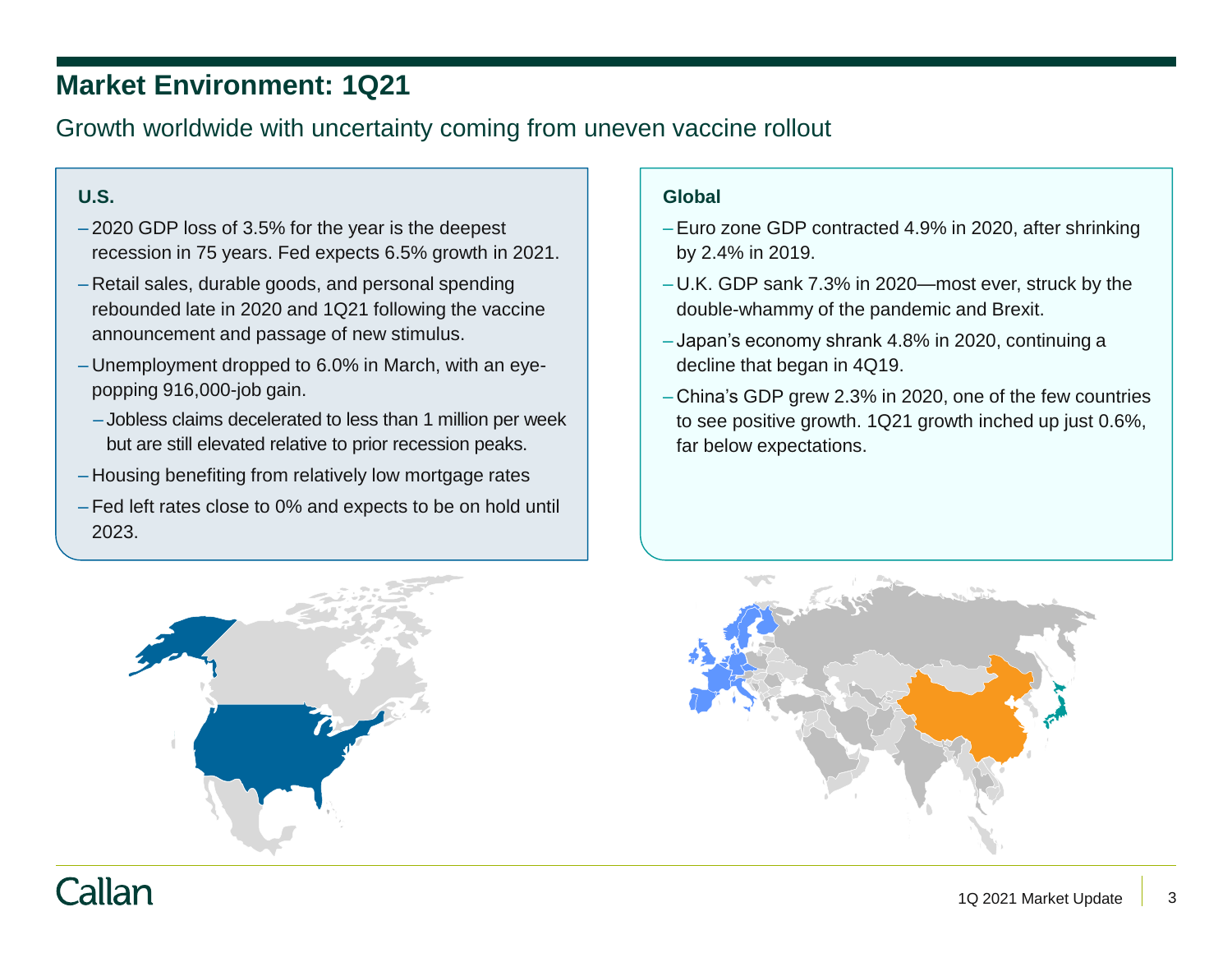# Market Environment: 1Q21

## Growth worldwide with uncertainty coming from uneven vaccine rollout

### U.S.

- 2020 GDP loss of 3.5% for the year is the deepest recession in 75 years. Fed expects 6.5% growth in 2021.
- Retail sales, durable goods, and personal spending rebounded late in 2020 and 1Q21 following the vaccine announcement and passage of new stimulus.
- Unemployment dropped to 6.0% in March, with an eye-popping 916,000-job gain.
  - Jobless claims decelerated to less than 1 million per week but are still elevated relative to prior recession peaks.
- Housing benefiting from relatively low mortgage rates
- Fed left rates close to 0% and expects to be on hold until 2023.

### Global

- Euro zone GDP contracted 4.9% in 2020, after shrinking by 2.4% in 2019.
- U.K. GDP sank 7.3% in 2020—most ever, struck by the double-whammy of the pandemic and Brexit.
- Japan's economy shrank 4.8% in 2020, continuing a decline that began in 4Q19.
- China's GDP grew 2.3% in 2020, one of the few countries to see positive growth. 1Q21 growth inched up just 0.6%, far below expectations.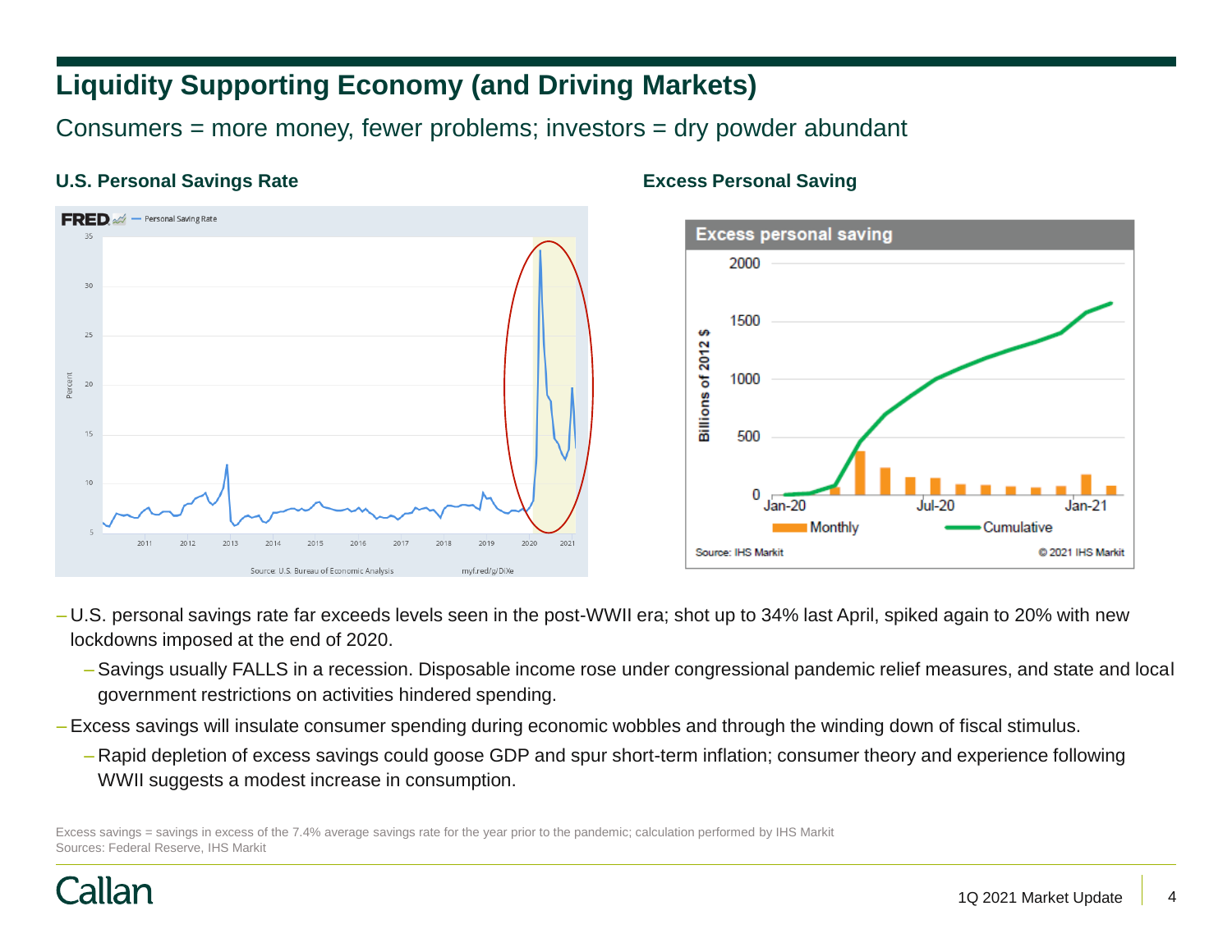# Liquidity Supporting Economy (and Driving Markets)

Consumers = more money, fewer problems; investors = dry powder abundant

**U.S. Personal Savings Rate**

**Excess Personal Saving**

- U.S. personal savings rate far exceeds levels seen in the post-WWII era; shot up to 34% last April, spiked again to 20% with new lockdowns imposed at the end of 2020.
  - Savings usually FALLS in a recession. Disposable income rose under congressional pandemic relief measures, and state and local government restrictions on activities hindered spending.
- Excess savings will insulate consumer spending during economic wobbles and through the winding down of fiscal stimulus.
  - Rapid depletion of excess savings could goose GDP and spur short-term inflation; consumer theory and experience following WWII suggests a modest increase in consumption.

Excess savings = savings in excess of the 7.4% average savings rate for the year prior to the pandemic; calculation performed by IHS Markit
Sources: Federal Reserve, IHS Markit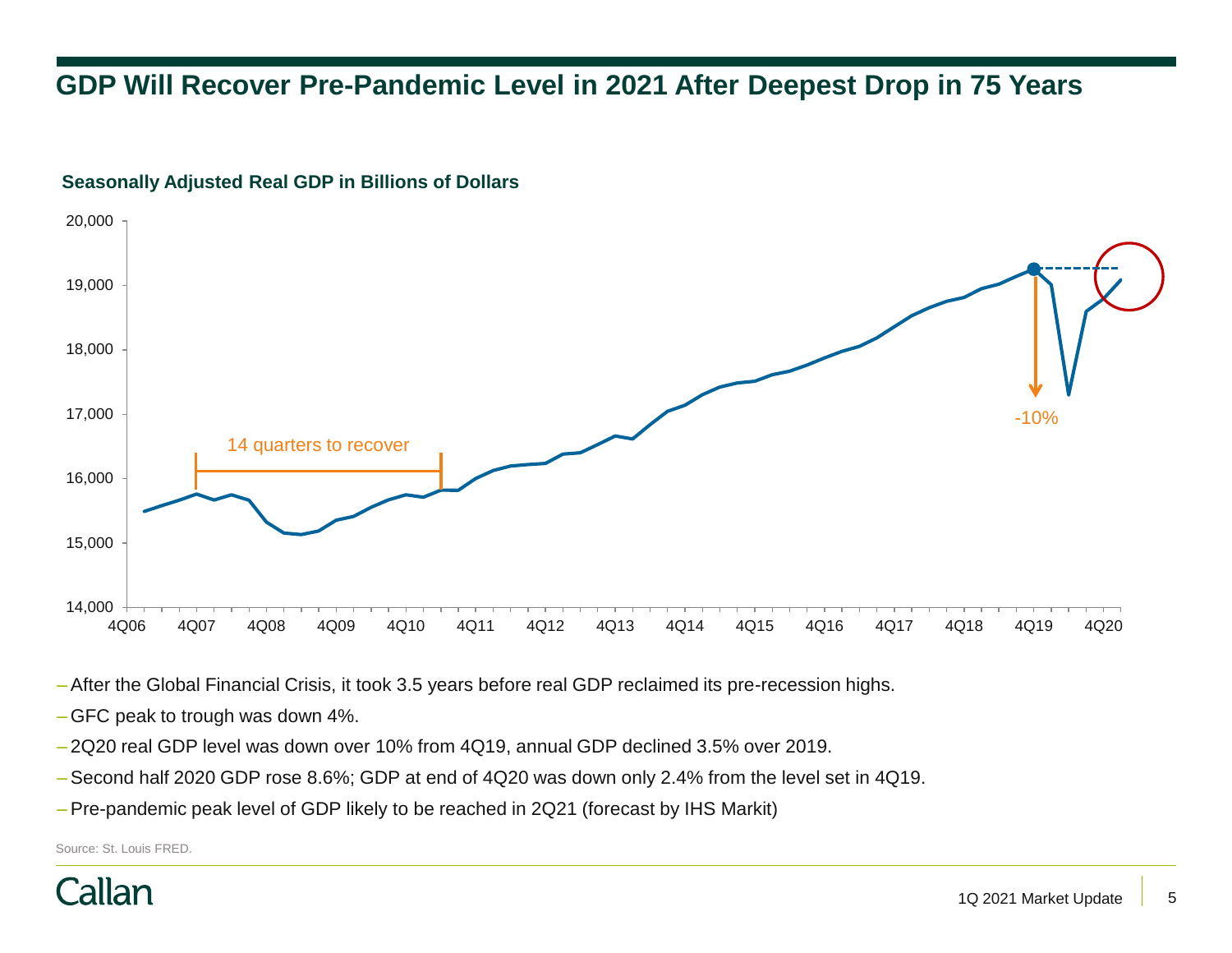# GDP Will Recover Pre-Pandemic Level in 2021 After Deepest Drop in 75 Years

**Seasonally Adjusted Real GDP in Billions of Dollars**

- After the Global Financial Crisis, it took 3.5 years before real GDP reclaimed its pre-recession highs.
- GFC peak to trough was down 4%.
- 2Q20 real GDP level was down over 10% from 4Q19, annual GDP declined 3.5% over 2019.
- Second half 2020 GDP rose 8.6%; GDP at end of 4Q20 was down only 2.4% from the level set in 4Q19.
- Pre-pandemic peak level of GDP likely to be reached in 2Q21 (forecast by IHS Markit)

Source: St. Louis FRED.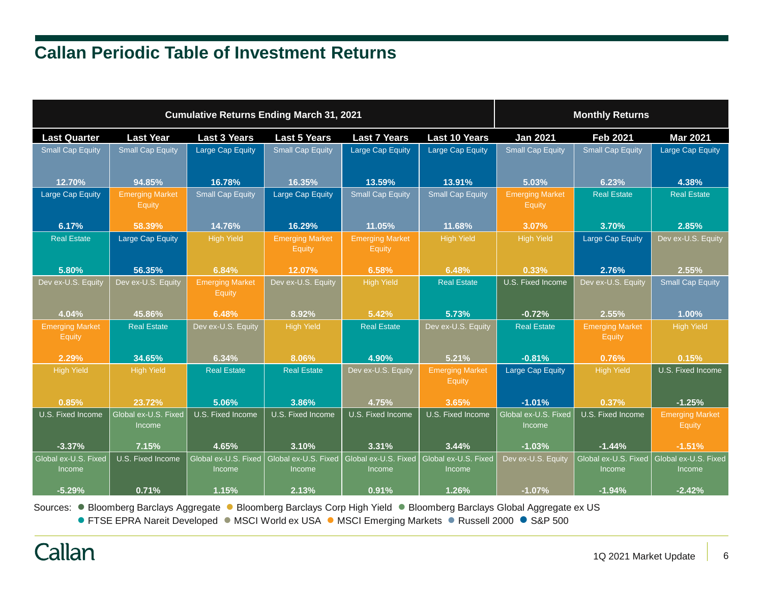# Callan Periodic Table of Investment Returns

| Cumulative Returns Ending March 31, 2021 | | | | | | Monthly Returns | | |
|---|---|---|---|---|---|---|---|---|
| **Last Quarter** | **Last Year** | **Last 3 Years** | **Last 5 Years** | **Last 7 Years** | **Last 10 Years** | **Jan 2021** | **Feb 2021** | **Mar 2021** |
| Small Cap Equity **12.70%** | Small Cap Equity **94.85%** | Large Cap Equity **16.78%** | Small Cap Equity **16.35%** | Large Cap Equity **13.59%** | Large Cap Equity **13.91%** | Small Cap Equity **5.03%** | Small Cap Equity **6.23%** | Large Cap Equity **4.38%** |
| Large Cap Equity **6.17%** | Emerging Market Equity **58.39%** | Small Cap Equity **14.76%** | Large Cap Equity **16.29%** | Small Cap Equity **11.05%** | Small Cap Equity **11.68%** | Emerging Market Equity **3.07%** | Real Estate **3.70%** | Real Estate **2.85%** |
| Real Estate **5.80%** | Large Cap Equity **56.35%** | High Yield **6.84%** | Emerging Market Equity **12.07%** | Emerging Market Equity **6.58%** | High Yield **6.48%** | High Yield **0.33%** | Large Cap Equity **2.76%** | Dev ex-U.S. Equity **2.55%** |
| Dev ex-U.S. Equity **4.04%** | Dev ex-U.S. Equity **45.86%** | Emerging Market Equity **6.48%** | Dev ex-U.S. Equity **8.92%** | High Yield **5.42%** | Real Estate **5.73%** | U.S. Fixed Income **-0.72%** | Dev ex-U.S. Equity **2.55%** | Small Cap Equity **1.00%** |
| Emerging Market Equity **2.29%** | Real Estate **34.65%** | Dev ex-U.S. Equity **6.34%** | High Yield **8.06%** | Real Estate **4.90%** | Dev ex-U.S. Equity **5.21%** | Real Estate **-0.81%** | Emerging Market Equity **0.76%** | High Yield **0.15%** |
| High Yield **0.85%** | High Yield **23.72%** | Real Estate **5.06%** | Real Estate **3.86%** | Dev ex-U.S. Equity **4.75%** | Emerging Market Equity **3.65%** | Large Cap Equity **-1.01%** | High Yield **0.37%** | U.S. Fixed Income **-1.25%** |
| U.S. Fixed Income **-3.37%** | Global ex-U.S. Fixed Income **7.15%** | U.S. Fixed Income **4.65%** | U.S. Fixed Income **3.10%** | U.S. Fixed Income **3.31%** | U.S. Fixed Income **3.44%** | Global ex-U.S. Fixed Income **-1.03%** | U.S. Fixed Income **-1.44%** | Emerging Market Equity **-1.51%** |
| Global ex-U.S. Fixed Income **-5.29%** | U.S. Fixed Income **0.71%** | Global ex-U.S. Fixed Income **1.15%** | Global ex-U.S. Fixed Income **2.13%** | Global ex-U.S. Fixed Income **0.91%** | Global ex-U.S. Fixed Income **1.26%** | Dev ex-U.S. Equity **-1.07%** | Global ex-U.S. Fixed Income **-1.94%** | Global ex-U.S. Fixed Income **-2.42%** |

Sources: ● Bloomberg Barclays Aggregate ● Bloomberg Barclays Corp High Yield ● Bloomberg Barclays Global Aggregate ex US ● FTSE EPRA Nareit Developed ● MSCI World ex USA ● MSCI Emerging Markets ● Russell 2000 ● S&P 500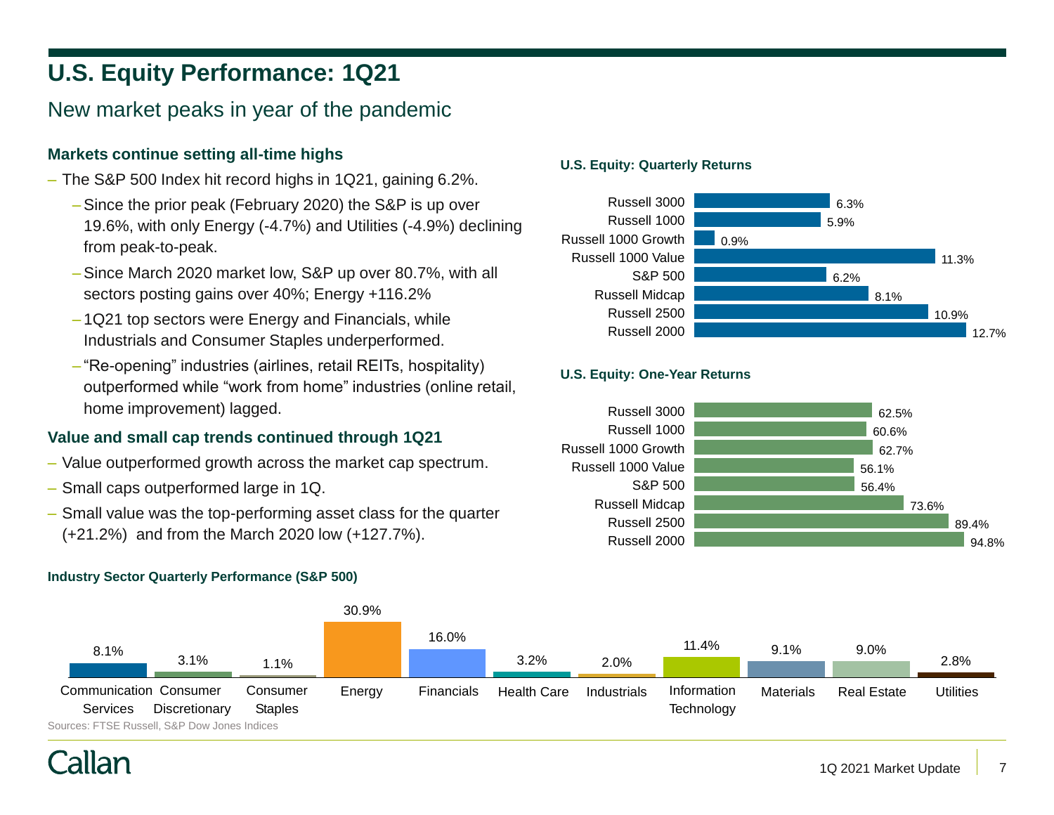# U.S. Equity Performance: 1Q21

## New market peaks in year of the pandemic

### Markets continue setting all-time highs

- The S&P 500 Index hit record highs in 1Q21, gaining 6.2%.
  - Since the prior peak (February 2020) the S&P is up over 19.6%, with only Energy (-4.7%) and Utilities (-4.9%) declining from peak-to-peak.
  - Since March 2020 market low, S&P up over 80.7%, with all sectors posting gains over 40%; Energy +116.2%
  - 1Q21 top sectors were Energy and Financials, while Industrials and Consumer Staples underperformed.
  - “Re-opening” industries (airlines, retail REITs, hospitality) outperformed while “work from home” industries (online retail, home improvement) lagged.

### Value and small cap trends continued through 1Q21

- Value outperformed growth across the market cap spectrum.
- Small caps outperformed large in 1Q.
- Small value was the top-performing asset class for the quarter (+21.2%) and from the March 2020 low (+127.7%).

**U.S. Equity: Quarterly Returns**

| Index | Return |
|---|---|
| Russell 3000 | 6.3% |
| Russell 1000 | 5.9% |
| Russell 1000 Growth | 0.9% |
| Russell 1000 Value | 11.3% |
| S&P 500 | 6.2% |
| Russell Midcap | 8.1% |
| Russell 2500 | 10.9% |
| Russell 2000 | 12.7% |

**U.S. Equity: One-Year Returns**

| Index | Return |
|---|---|
| Russell 3000 | 62.5% |
| Russell 1000 | 60.6% |
| Russell 1000 Growth | 62.7% |
| Russell 1000 Value | 56.1% |
| S&P 500 | 56.4% |
| Russell Midcap | 73.6% |
| Russell 2500 | 89.4% |
| Russell 2000 | 94.8% |

**Industry Sector Quarterly Performance (S&P 500)**

| Sector | Return |
|---|---|
| Communication Services | 8.1% |
| Consumer Discretionary | 3.1% |
| Consumer Staples | 1.1% |
| Energy | 30.9% |
| Financials | 16.0% |
| Health Care | 3.2% |
| Industrials | 2.0% |
| Information Technology | 11.4% |
| Materials | 9.1% |
| Real Estate | 9.0% |
| Utilities | 2.8% |

Sources: FTSE Russell, S&P Dow Jones Indices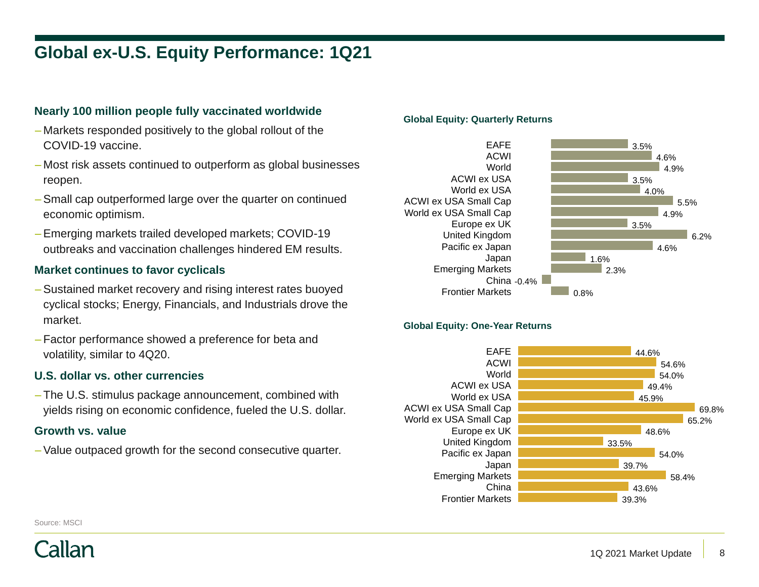# Global ex-U.S. Equity Performance: 1Q21

### Nearly 100 million people fully vaccinated worldwide

- Markets responded positively to the global rollout of the COVID-19 vaccine.
- Most risk assets continued to outperform as global businesses reopen.
- Small cap outperformed large over the quarter on continued economic optimism.
- Emerging markets trailed developed markets; COVID-19 outbreaks and vaccination challenges hindered EM results.

### Market continues to favor cyclicals

- Sustained market recovery and rising interest rates buoyed cyclical stocks; Energy, Financials, and Industrials drove the market.
- Factor performance showed a preference for beta and volatility, similar to 4Q20.

### U.S. dollar vs. other currencies

- The U.S. stimulus package announcement, combined with yields rising on economic confidence, fueled the U.S. dollar.

### Growth vs. value

- Value outpaced growth for the second consecutive quarter.

**Global Equity: Quarterly Returns**

| Index | Quarterly Return |
|---|---|
| EAFE | 3.5% |
| ACWI | 4.6% |
| World | 4.9% |
| ACWI ex USA | 3.5% |
| World ex USA | 4.0% |
| ACWI ex USA Small Cap | 5.5% |
| World ex USA Small Cap | 4.9% |
| Europe ex UK | 3.5% |
| United Kingdom | 6.2% |
| Pacific ex Japan | 4.6% |
| Japan | 1.6% |
| Emerging Markets | 2.3% |
| China | -0.4% |
| Frontier Markets | 0.8% |

**Global Equity: One-Year Returns**

| Index | One-Year Return |
|---|---|
| EAFE | 44.6% |
| ACWI | 54.6% |
| World | 54.0% |
| ACWI ex USA | 49.4% |
| World ex USA | 45.9% |
| ACWI ex USA Small Cap | 69.8% |
| World ex USA Small Cap | 65.2% |
| Europe ex UK | 48.6% |
| United Kingdom | 33.5% |
| Pacific ex Japan | 54.0% |
| Japan | 39.7% |
| Emerging Markets | 58.4% |
| China | 43.6% |
| Frontier Markets | 39.3% |

Source: MSCI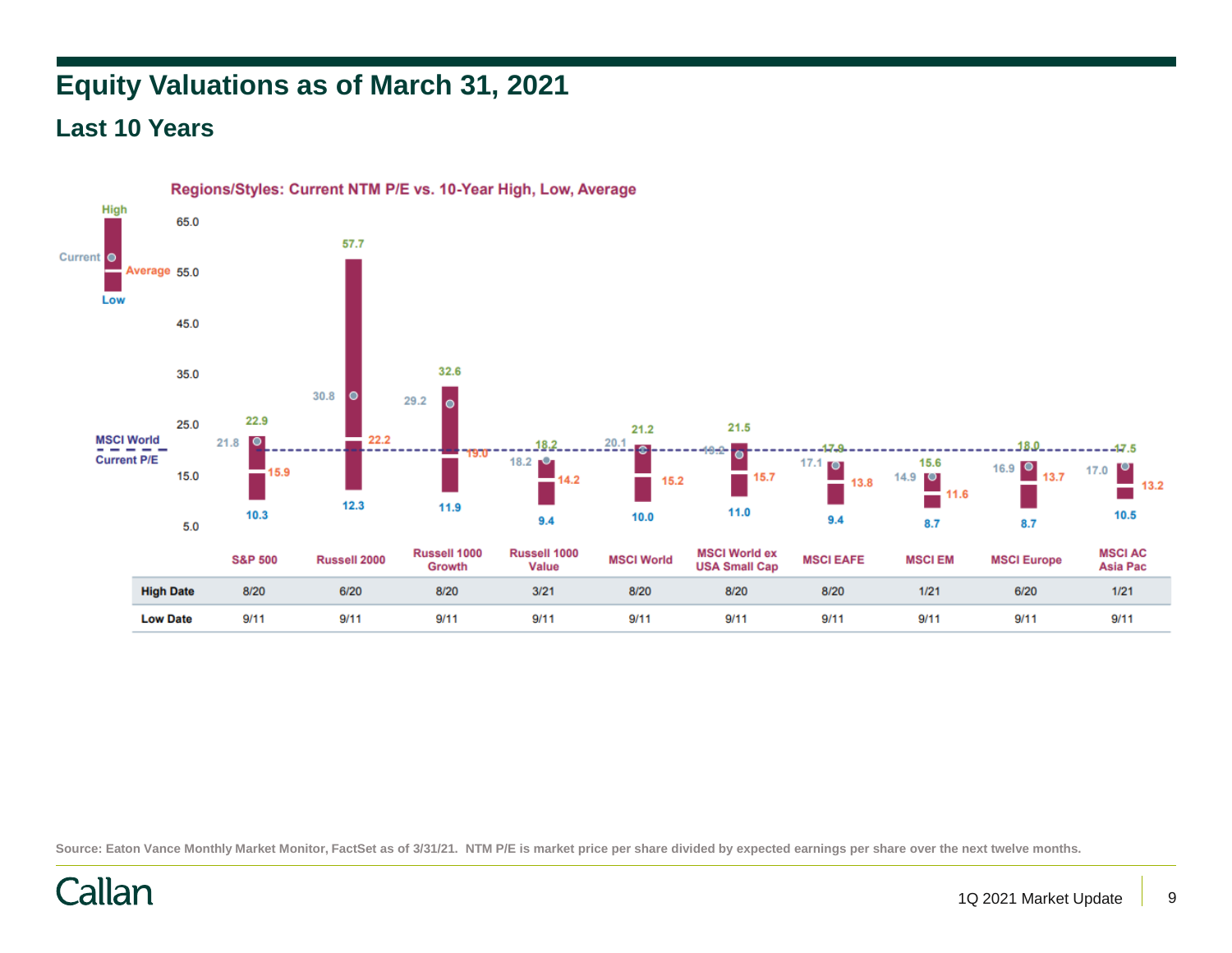# Equity Valuations as of March 31, 2021

## Last 10 Years

**Regions/Styles: Current NTM P/E vs. 10-Year High, Low, Average**

| | High | Current | Average | Low |
|---|---|---|---|---|
| S&P 500 | 22.9 | 21.8 | 15.9 | 10.3 |
| Russell 2000 | 57.7 | 30.8 | 22.2 | 12.3 |
| Russell 1000 Growth | 32.6 | 29.2 | 19.0 | 11.9 |
| Russell 1000 Value | 18.2 | 18.2 | 14.2 | 9.4 |
| MSCI World | 21.2 | 20.1 | 15.2 | 10.0 |
| MSCI World ex USA Small Cap | 21.5 | 19.2 | 15.7 | 11.0 |
| MSCI EAFE | 17.9 | 17.1 | 13.8 | 9.4 |
| MSCI EM | 15.6 | 14.9 | 11.6 | 8.7 |
| MSCI Europe | 18.0 | 16.9 | 13.7 | 8.7 |
| MSCI AC Asia Pac | 17.5 | 17.0 | 13.2 | 10.5 |

MSCI World Current P/E shown as dashed line.

| | S&P 500 | Russell 2000 | Russell 1000 Growth | Russell 1000 Value | MSCI World | MSCI World ex USA Small Cap | MSCI EAFE | MSCI EM | MSCI Europe | MSCI AC Asia Pac |
|---|---|---|---|---|---|---|---|---|---|---|
| **High Date** | 8/20 | 6/20 | 8/20 | 3/21 | 8/20 | 8/20 | 8/20 | 1/21 | 6/20 | 1/21 |
| **Low Date** | 9/11 | 9/11 | 9/11 | 9/11 | 9/11 | 9/11 | 9/11 | 9/11 | 9/11 | 9/11 |

Source: Eaton Vance Monthly Market Monitor, FactSet as of 3/31/21. NTM P/E is market price per share divided by expected earnings per share over the next twelve months.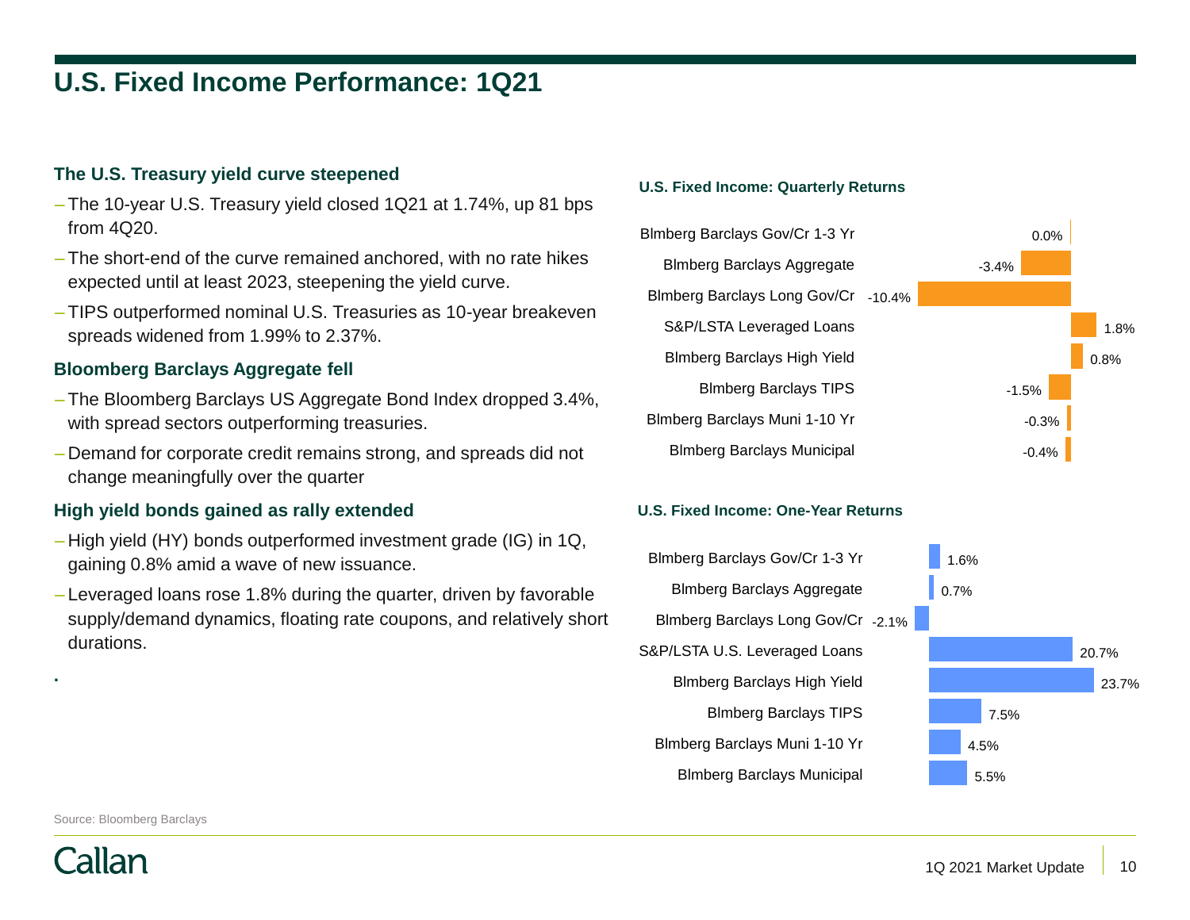# U.S. Fixed Income Performance: 1Q21

### The U.S. Treasury yield curve steepened

- The 10-year U.S. Treasury yield closed 1Q21 at 1.74%, up 81 bps from 4Q20.
- The short-end of the curve remained anchored, with no rate hikes expected until at least 2023, steepening the yield curve.
- TIPS outperformed nominal U.S. Treasuries as 10-year breakeven spreads widened from 1.99% to 2.37%.

### Bloomberg Barclays Aggregate fell

- The Bloomberg Barclays US Aggregate Bond Index dropped 3.4%, with spread sectors outperforming treasuries.
- Demand for corporate credit remains strong, and spreads did not change meaningfully over the quarter

### High yield bonds gained as rally extended

- High yield (HY) bonds outperformed investment grade (IG) in 1Q, gaining 0.8% amid a wave of new issuance.
- Leveraged loans rose 1.8% during the quarter, driven by favorable supply/demand dynamics, floating rate coupons, and relatively short durations.

.

#### U.S. Fixed Income: Quarterly Returns

| Index | Return |
|---|---|
| Blmberg Barclays Gov/Cr 1-3 Yr | 0.0% |
| Blmberg Barclays Aggregate | -3.4% |
| Blmberg Barclays Long Gov/Cr | -10.4% |
| S&P/LSTA Leveraged Loans | 1.8% |
| Blmberg Barclays High Yield | 0.8% |
| Blmberg Barclays TIPS | -1.5% |
| Blmberg Barclays Muni 1-10 Yr | -0.3% |
| Blmberg Barclays Municipal | -0.4% |

#### U.S. Fixed Income: One-Year Returns

| Index | Return |
|---|---|
| Blmberg Barclays Gov/Cr 1-3 Yr | 1.6% |
| Blmberg Barclays Aggregate | 0.7% |
| Blmberg Barclays Long Gov/Cr | -2.1% |
| S&P/LSTA U.S. Leveraged Loans | 20.7% |
| Blmberg Barclays High Yield | 23.7% |
| Blmberg Barclays TIPS | 7.5% |
| Blmberg Barclays Muni 1-10 Yr | 4.5% |
| Blmberg Barclays Municipal | 5.5% |

Source: Bloomberg Barclays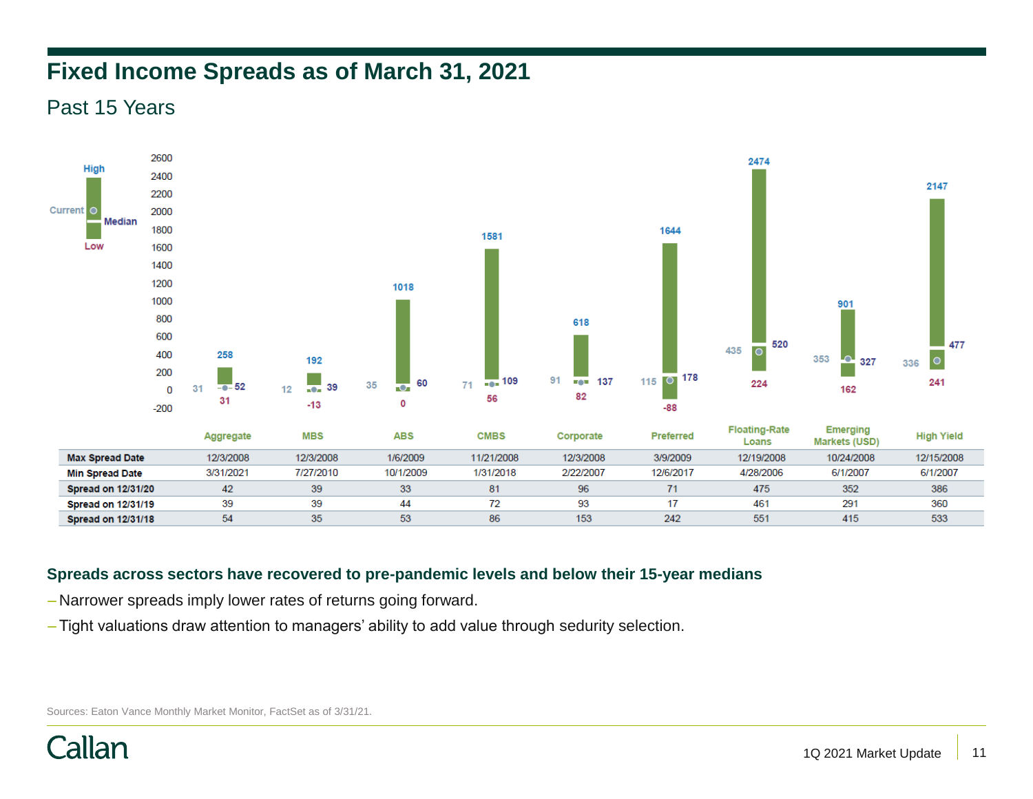# Fixed Income Spreads as of March 31, 2021

## Past 15 Years

Legend: High, Current, Median, Low

| | Aggregate | MBS | ABS | CMBS | Corporate | Preferred | Floating-Rate Loans | Emerging Markets (USD) | High Yield |
|---|---|---|---|---|---|---|---|---|---|
| High | 258 | 192 | 1018 | 1581 | 618 | 1644 | 2474 | 901 | 2147 |
| Current | 31 | 12 | 35 | 71 | 91 | 115 | 435 | 353 | 336 |
| Median | 52 | 39 | 60 | 109 | 137 | 178 | 520 | 327 | 477 |
| Low | 31 | -13 | 0 | 56 | 82 | -88 | 224 | 162 | 241 |
| **Max Spread Date** | 12/3/2008 | 12/3/2008 | 1/6/2009 | 11/21/2008 | 12/3/2008 | 3/9/2009 | 12/19/2008 | 10/24/2008 | 12/15/2008 |
| **Min Spread Date** | 3/31/2021 | 7/27/2010 | 10/1/2009 | 1/31/2018 | 2/22/2007 | 12/6/2017 | 4/28/2006 | 6/1/2007 | 6/1/2007 |
| **Spread on 12/31/20** | 42 | 39 | 33 | 81 | 96 | 71 | 475 | 352 | 386 |
| **Spread on 12/31/19** | 39 | 39 | 44 | 72 | 93 | 17 | 461 | 291 | 360 |
| **Spread on 12/31/18** | 54 | 35 | 53 | 86 | 153 | 242 | 551 | 415 | 533 |

**Spreads across sectors have recovered to pre-pandemic levels and below their 15-year medians**

– Narrower spreads imply lower rates of returns going forward.

– Tight valuations draw attention to managers' ability to add value through sedurity selection.

Sources: Eaton Vance Monthly Market Monitor, FactSet as of 3/31/21.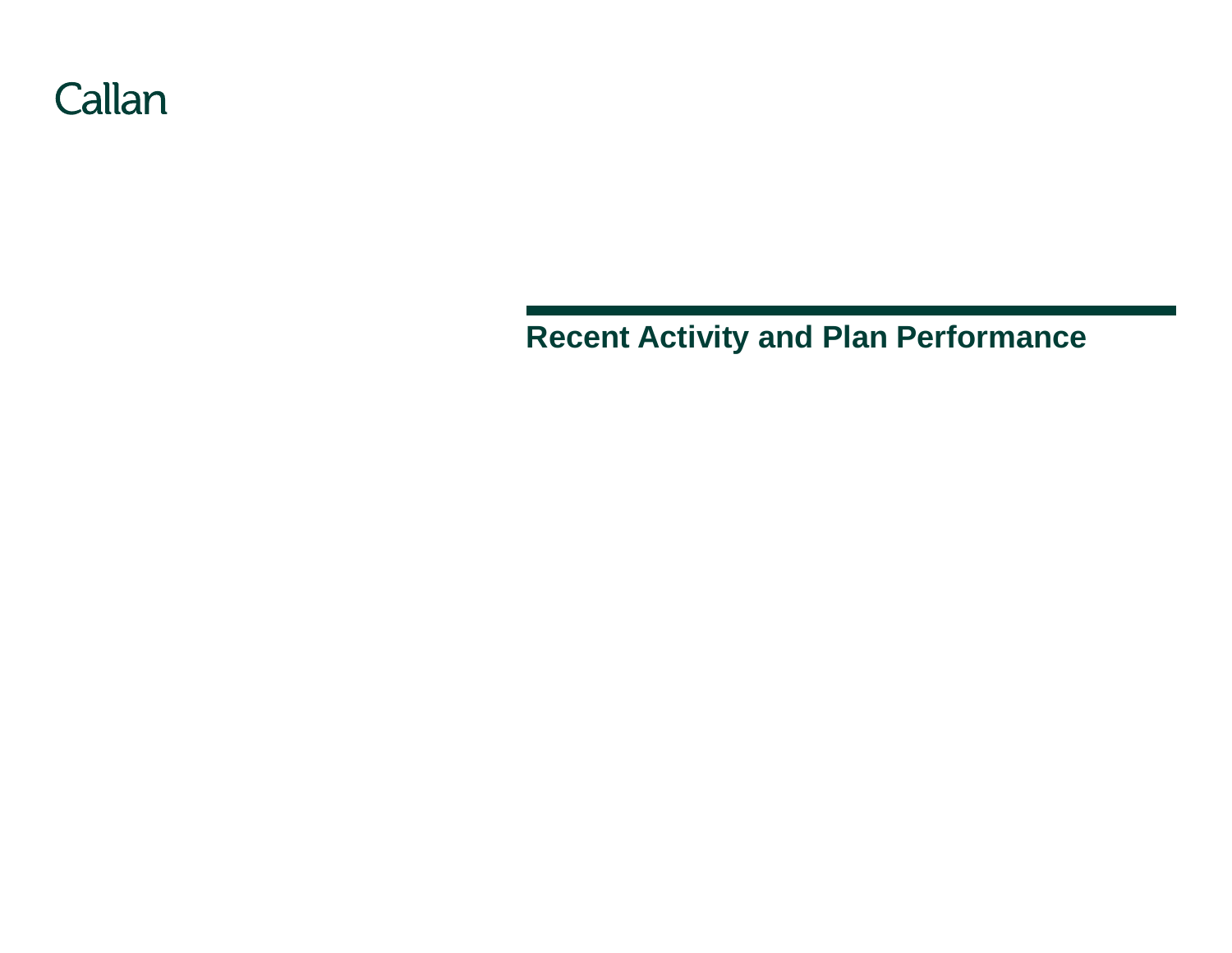Callan

# Recent Activity and Plan Performance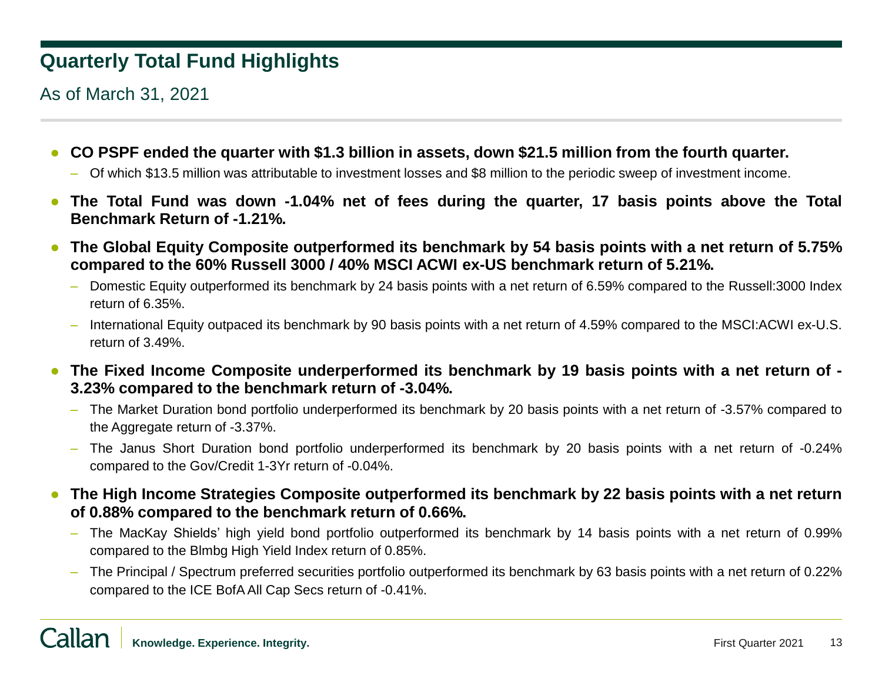# Quarterly Total Fund Highlights

As of March 31, 2021

- **CO PSPF ended the quarter with $1.3 billion in assets, down $21.5 million from the fourth quarter.**
  - Of which $13.5 million was attributable to investment losses and $8 million to the periodic sweep of investment income.
- **The Total Fund was down -1.04% net of fees during the quarter, 17 basis points above the Total Benchmark Return of -1.21%.**
- **The Global Equity Composite outperformed its benchmark by 54 basis points with a net return of 5.75% compared to the 60% Russell 3000 / 40% MSCI ACWI ex-US benchmark return of 5.21%.**
  - Domestic Equity outperformed its benchmark by 24 basis points with a net return of 6.59% compared to the Russell:3000 Index return of 6.35%.
  - International Equity outpaced its benchmark by 90 basis points with a net return of 4.59% compared to the MSCI:ACWI ex-U.S. return of 3.49%.
- **The Fixed Income Composite underperformed its benchmark by 19 basis points with a net return of -3.23% compared to the benchmark return of -3.04%.**
  - The Market Duration bond portfolio underperformed its benchmark by 20 basis points with a net return of -3.57% compared to the Aggregate return of -3.37%.
  - The Janus Short Duration bond portfolio underperformed its benchmark by 20 basis points with a net return of -0.24% compared to the Gov/Credit 1-3Yr return of -0.04%.
- **The High Income Strategies Composite outperformed its benchmark by 22 basis points with a net return of 0.88% compared to the benchmark return of 0.66%.**
  - The MacKay Shields' high yield bond portfolio outperformed its benchmark by 14 basis points with a net return of 0.99% compared to the Blmbg High Yield Index return of 0.85%.
  - The Principal / Spectrum preferred securities portfolio outperformed its benchmark by 63 basis points with a net return of 0.22% compared to the ICE BofA All Cap Secs return of -0.41%.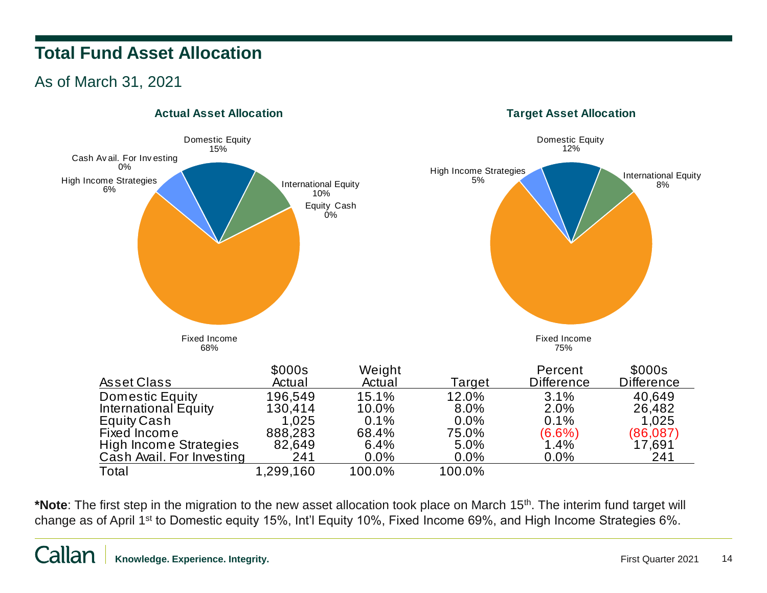# Total Fund Asset Allocation

As of March 31, 2021

**Actual Asset Allocation**

Domestic Equity 15%
International Equity 10%
Equity Cash 0%
Fixed Income 68%
High Income Strategies 6%
Cash Avail. For Investing 0%

**Target Asset Allocation**

Domestic Equity 12%
International Equity 8%
Fixed Income 75%
High Income Strategies 5%

| Asset Class | $000s Actual | Weight Actual | Target | Percent Difference | $000s Difference |
|---|---|---|---|---|---|
| Domestic Equity | 196,549 | 15.1% | 12.0% | 3.1% | 40,649 |
| International Equity | 130,414 | 10.0% | 8.0% | 2.0% | 26,482 |
| Equity Cash | 1,025 | 0.1% | 0.0% | 0.1% | 1,025 |
| Fixed Income | 888,283 | 68.4% | 75.0% | (6.6%) | (86,087) |
| High Income Strategies | 82,649 | 6.4% | 5.0% | 1.4% | 17,691 |
| Cash Avail. For Investing | 241 | 0.0% | 0.0% | 0.0% | 241 |
| Total | 1,299,160 | 100.0% | 100.0% | | |

***Note**: The first step in the migration to the new asset allocation took place on March 15th. The interim fund target will change as of April 1st to Domestic equity 15%, Int'l Equity 10%, Fixed Income 69%, and High Income Strategies 6%.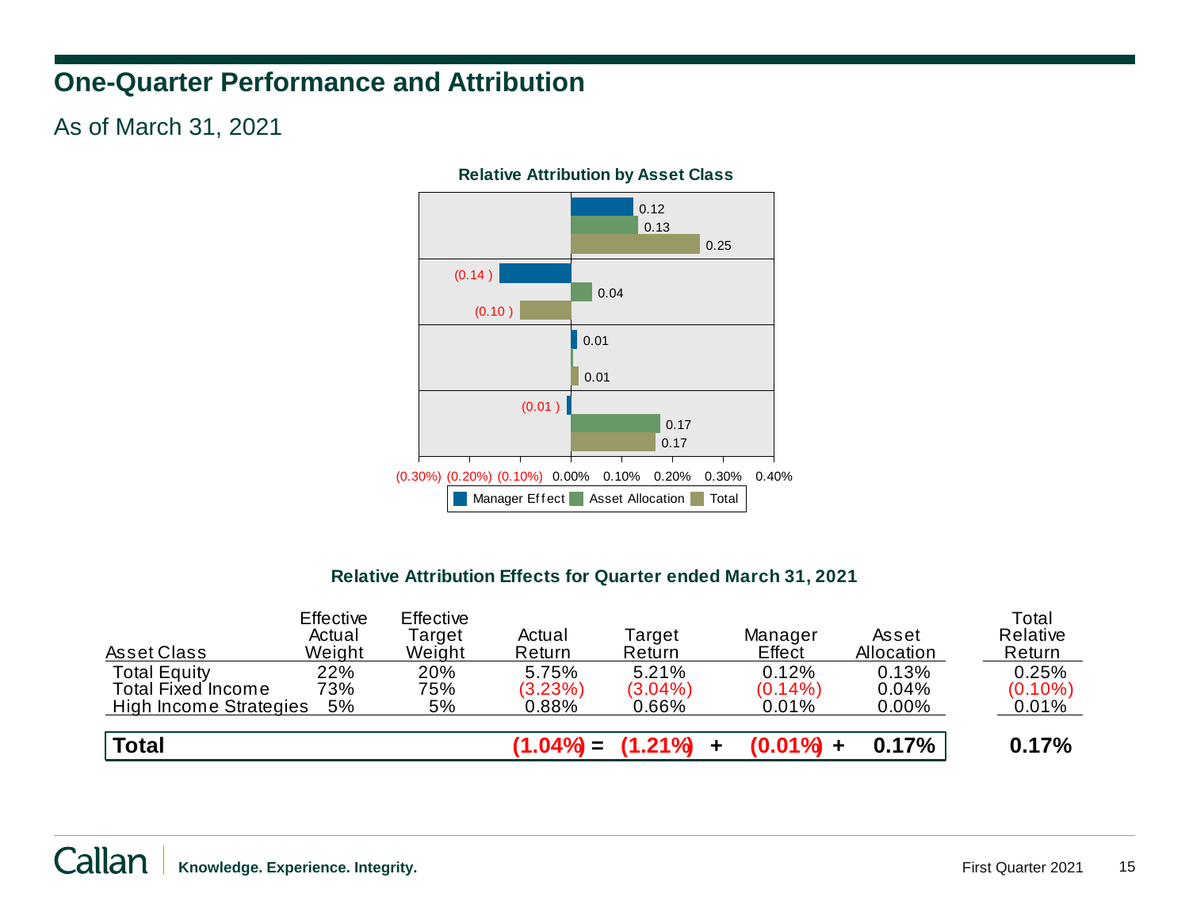# One-Quarter Performance and Attribution

As of March 31, 2021

**Relative Attribution by Asset Class**

| | Manager Effect | Asset Allocation | Total |
|---|---|---|---|
| Total Equity | 0.12 | 0.13 | 0.25 |
| Total Fixed Income | (0.14) | 0.04 | (0.10) |
| High Income Strategies | 0.01 | | 0.01 |
| Total | (0.01) | 0.17 | 0.17 |

**Relative Attribution Effects for Quarter ended March 31, 2021**

| Asset Class | Effective Actual Weight | Effective Target Weight | Actual Return | Target Return | Manager Effect | Asset Allocation | Total Relative Return |
|---|---|---|---|---|---|---|---|
| Total Equity | 22% | 20% | 5.75% | 5.21% | 0.12% | 0.13% | 0.25% |
| Total Fixed Income | 73% | 75% | (3.23%) | (3.04%) | (0.14%) | 0.04% | (0.10%) |
| High Income Strategies | 5% | 5% | 0.88% | 0.66% | 0.01% | 0.00% | 0.01% |
| **Total** | | | **(1.04%) =** | **(1.21%) +** | **(0.01%) +** | **0.17%** | **0.17%** |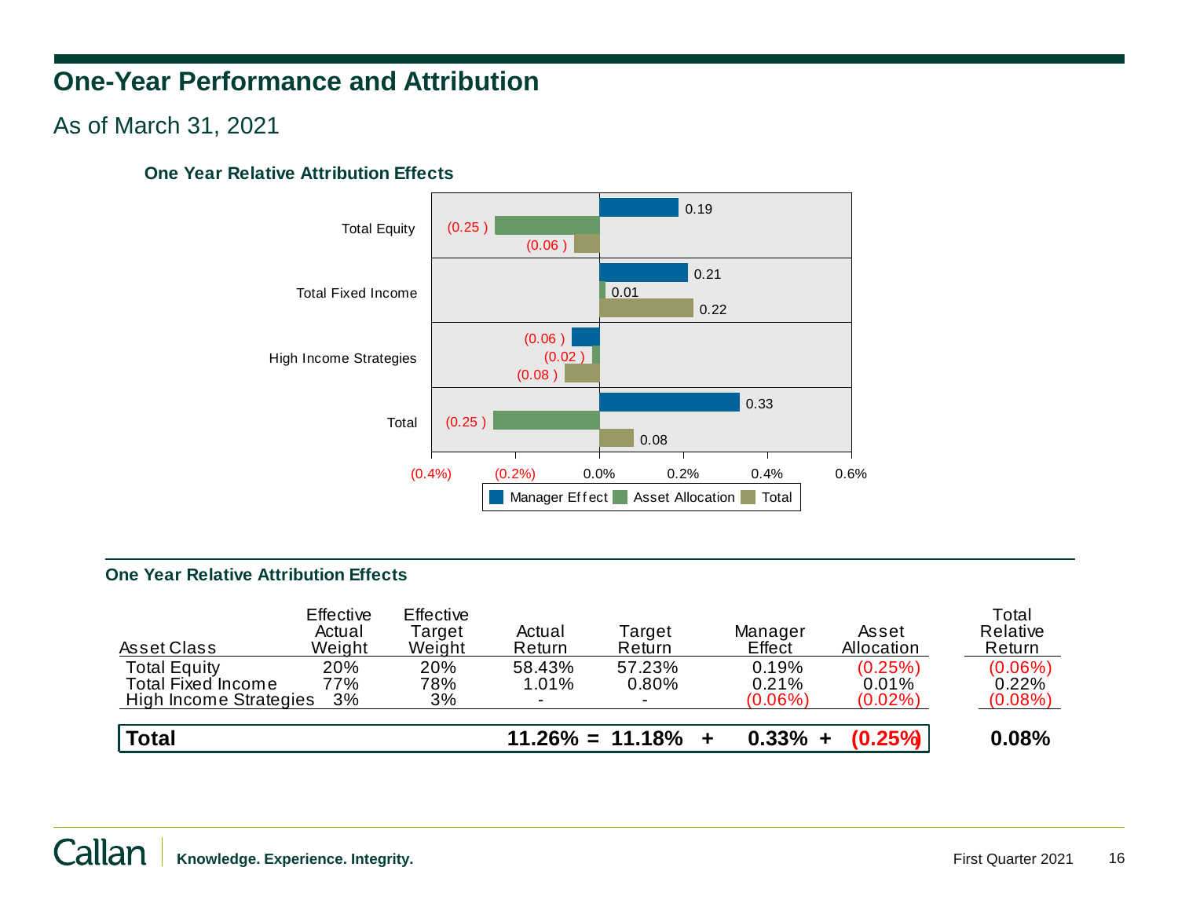# One-Year Performance and Attribution

As of March 31, 2021

### One Year Relative Attribution Effects

| Asset Class | Manager Effect | Asset Allocation | Total |
|---|---|---|---|
| Total Equity | 0.19 | (0.25 ) | (0.06 ) |
| Total Fixed Income | 0.21 | 0.01 | 0.22 |
| High Income Strategies | (0.06 ) | (0.02 ) | (0.08 ) |
| Total | 0.33 | (0.25 ) | 0.08 |

### One Year Relative Attribution Effects

| Asset Class | Effective Actual Weight | Effective Target Weight | Actual Return | Target Return | Manager Effect | Asset Allocation | Total Relative Return |
|---|---|---|---|---|---|---|---|
| Total Equity | 20% | 20% | 58.43% | 57.23% | 0.19% | (0.25%) | (0.06%) |
| Total Fixed Income | 77% | 78% | 1.01% | 0.80% | 0.21% | 0.01% | 0.22% |
| High Income Strategies | 3% | 3% | - | - | (0.06%) | (0.02%) | (0.08%) |
| **Total** | | | **11.26% =** | **11.18% +** | **0.33% +** | **(0.25%)** | **0.08%** |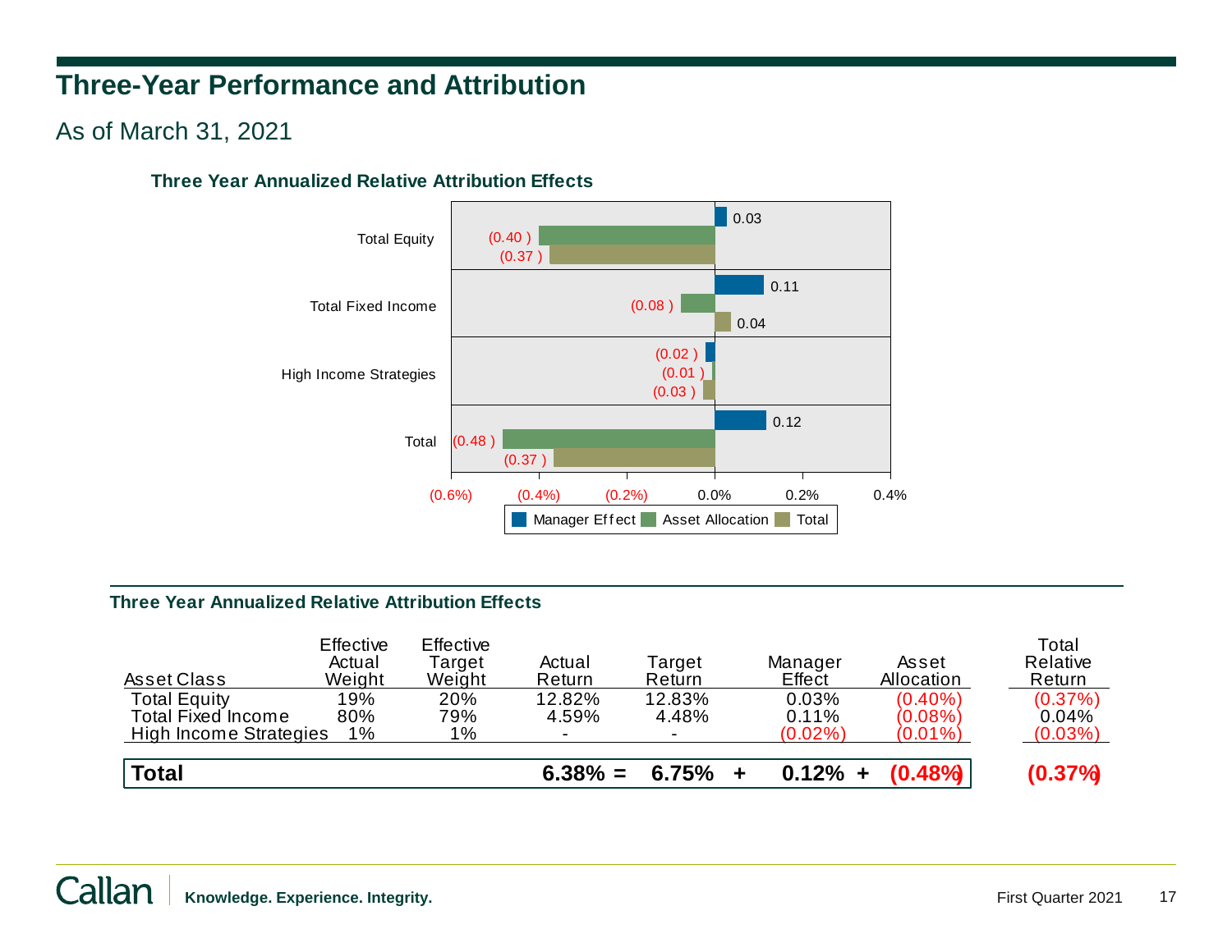# Three-Year Performance and Attribution

## As of March 31, 2021

### Three Year Annualized Relative Attribution Effects

| | Manager Effect | Asset Allocation | Total |
|---|---|---|---|
| Total Equity | 0.03 | (0.40) | (0.37) |
| Total Fixed Income | 0.11 | (0.08) | 0.04 |
| High Income Strategies | (0.02) | (0.01) | (0.03) |
| Total | 0.12 | (0.48) | (0.37) |

### Three Year Annualized Relative Attribution Effects

| Asset Class | Effective Actual Weight | Effective Target Weight | Actual Return | Target Return | Manager Effect | Asset Allocation | Total Relative Return |
|---|---|---|---|---|---|---|---|
| Total Equity | 19% | 20% | 12.82% | 12.83% | 0.03% | (0.40%) | (0.37%) |
| Total Fixed Income | 80% | 79% | 4.59% | 4.48% | 0.11% | (0.08%) | 0.04% |
| High Income Strategies | 1% | 1% | - | - | (0.02%) | (0.01%) | (0.03%) |
| **Total** | | | **6.38% =** | **6.75% +** | **0.12% +** | **(0.48%)** | **(0.37%)** |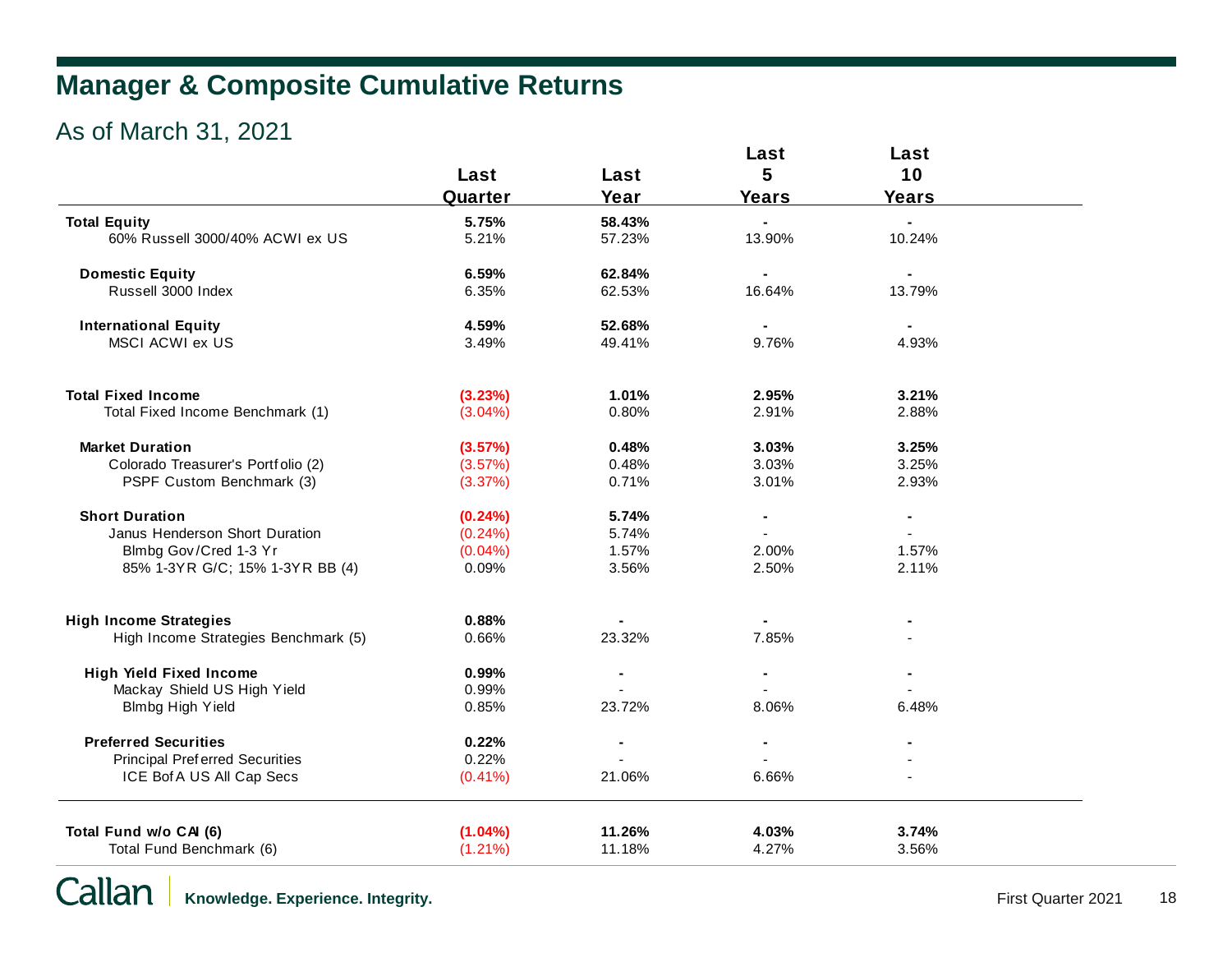## Manager & Composite Cumulative Returns

As of March 31, 2021

| | Last Quarter | Last Year | Last 5 Years | Last 10 Years |
|---|---|---|---|---|
| **Total Equity** | **5.75%** | **58.43%** | **-** | **-** |
| 60% Russell 3000/40% ACWI ex US | 5.21% | 57.23% | 13.90% | 10.24% |
| **Domestic Equity** | **6.59%** | **62.84%** | **-** | **-** |
| Russell 3000 Index | 6.35% | 62.53% | 16.64% | 13.79% |
| **International Equity** | **4.59%** | **52.68%** | **-** | **-** |
| MSCI ACWI ex US | 3.49% | 49.41% | 9.76% | 4.93% |
| **Total Fixed Income** | **(3.23%)** | **1.01%** | **2.95%** | **3.21%** |
| Total Fixed Income Benchmark (1) | (3.04%) | 0.80% | 2.91% | 2.88% |
| **Market Duration** | **(3.57%)** | **0.48%** | **3.03%** | **3.25%** |
| Colorado Treasurer's Portfolio (2) | (3.57%) | 0.48% | 3.03% | 3.25% |
| PSPF Custom Benchmark (3) | (3.37%) | 0.71% | 3.01% | 2.93% |
| **Short Duration** | **(0.24%)** | **5.74%** | **-** | **-** |
| Janus Henderson Short Duration | (0.24%) | 5.74% | - | - |
| Blmbg Gov/Cred 1-3 Yr | (0.04%) | 1.57% | 2.00% | 1.57% |
| 85% 1-3YR G/C; 15% 1-3YR BB (4) | 0.09% | 3.56% | 2.50% | 2.11% |
| **High Income Strategies** | **0.88%** | **-** | **-** | **-** |
| High Income Strategies Benchmark (5) | 0.66% | 23.32% | 7.85% | - |
| **High Yield Fixed Income** | **0.99%** | **-** | **-** | **-** |
| Mackay Shield US High Yield | 0.99% | - | - | - |
| Blmbg High Yield | 0.85% | 23.72% | 8.06% | 6.48% |
| **Preferred Securities** | **0.22%** | **-** | **-** | **-** |
| Principal Preferred Securities | 0.22% | - | - | - |
| ICE BofA US All Cap Secs | (0.41%) | 21.06% | 6.66% | - |
| **Total Fund w/o CAI (6)** | **(1.04%)** | **11.26%** | **4.03%** | **3.74%** |
| Total Fund Benchmark (6) | (1.21%) | 11.18% | 4.27% | 3.56% |

Callan | Knowledge. Experience. Integrity.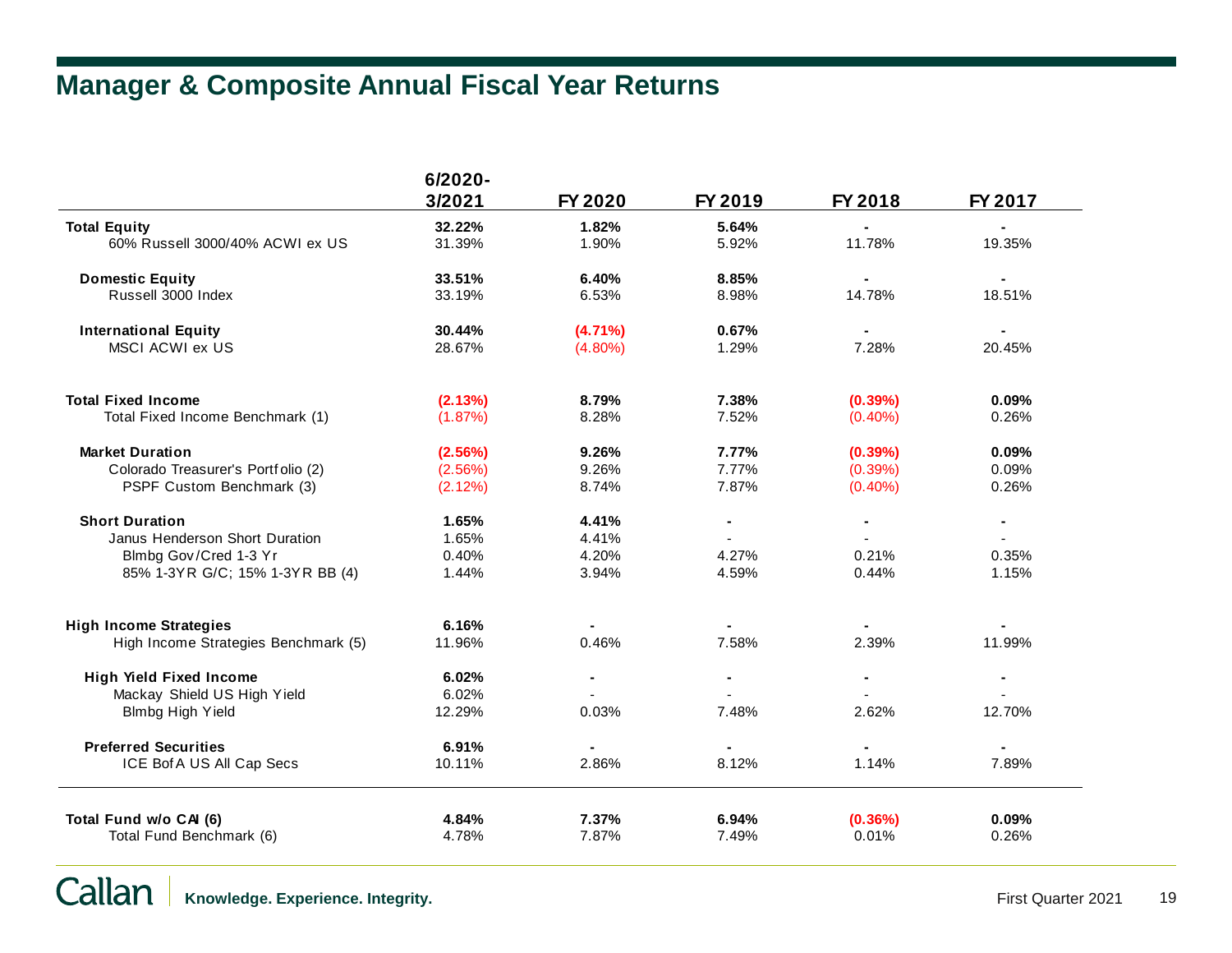# Manager & Composite Annual Fiscal Year Returns

| | 6/2020-3/2021 | FY 2020 | FY 2019 | FY 2018 | FY 2017 |
|---|---|---|---|---|---|
| **Total Equity** | **32.22%** | **1.82%** | **5.64%** | **-** | **-** |
| 60% Russell 3000/40% ACWI ex US | 31.39% | 1.90% | 5.92% | 11.78% | 19.35% |
| **Domestic Equity** | **33.51%** | **6.40%** | **8.85%** | **-** | **-** |
| Russell 3000 Index | 33.19% | 6.53% | 8.98% | 14.78% | 18.51% |
| **International Equity** | **30.44%** | **(4.71%)** | **0.67%** | **-** | **-** |
| MSCI ACWI ex US | 28.67% | (4.80%) | 1.29% | 7.28% | 20.45% |
| **Total Fixed Income** | **(2.13%)** | **8.79%** | **7.38%** | **(0.39%)** | **0.09%** |
| Total Fixed Income Benchmark (1) | (1.87%) | 8.28% | 7.52% | (0.40%) | 0.26% |
| **Market Duration** | **(2.56%)** | **9.26%** | **7.77%** | **(0.39%)** | **0.09%** |
| Colorado Treasurer's Portfolio (2) | (2.56%) | 9.26% | 7.77% | (0.39%) | 0.09% |
| PSPF Custom Benchmark (3) | (2.12%) | 8.74% | 7.87% | (0.40%) | 0.26% |
| **Short Duration** | **1.65%** | **4.41%** | **-** | **-** | **-** |
| Janus Henderson Short Duration | 1.65% | 4.41% | - | - | - |
| Blmbg Gov/Cred 1-3 Yr | 0.40% | 4.20% | 4.27% | 0.21% | 0.35% |
| 85% 1-3YR G/C; 15% 1-3YR BB (4) | 1.44% | 3.94% | 4.59% | 0.44% | 1.15% |
| **High Income Strategies** | **6.16%** | **-** | **-** | **-** | **-** |
| High Income Strategies Benchmark (5) | 11.96% | 0.46% | 7.58% | 2.39% | 11.99% |
| **High Yield Fixed Income** | **6.02%** | **-** | **-** | **-** | **-** |
| Mackay Shield US High Yield | 6.02% | - | - | - | - |
| Blmbg High Yield | 12.29% | 0.03% | 7.48% | 2.62% | 12.70% |
| **Preferred Securities** | **6.91%** | **-** | **-** | **-** | **-** |
| ICE BofA US All Cap Secs | 10.11% | 2.86% | 8.12% | 1.14% | 7.89% |
| **Total Fund w/o CAI (6)** | **4.84%** | **7.37%** | **6.94%** | **(0.36%)** | **0.09%** |
| Total Fund Benchmark (6) | 4.78% | 7.87% | 7.49% | 0.01% | 0.26% |

Callan | Knowledge. Experience. Integrity.

First Quarter 2021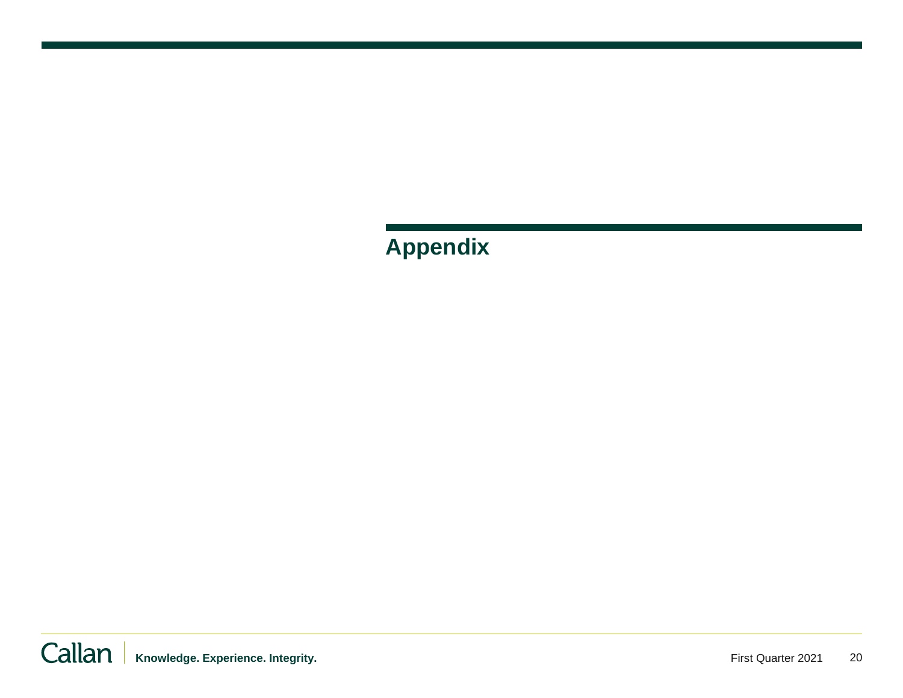# Appendix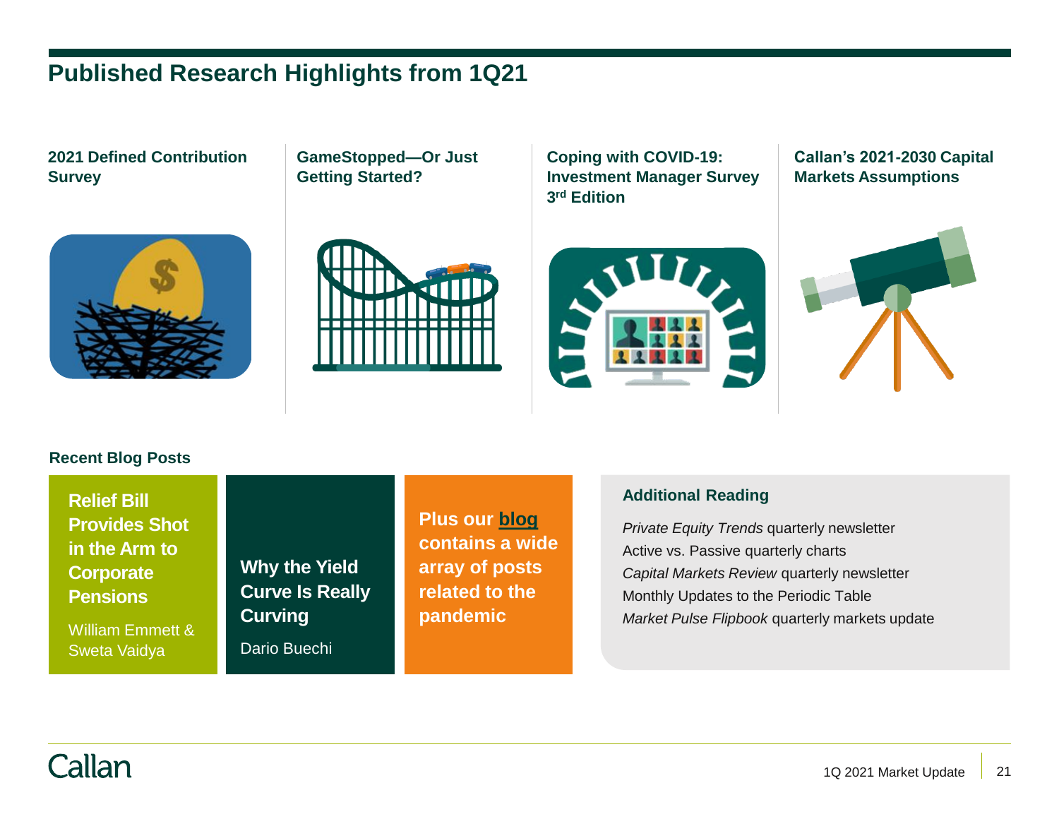# Published Research Highlights from 1Q21

**2021 Defined Contribution Survey**

**GameStopped—Or Just Getting Started?**

**Coping with COVID-19: Investment Manager Survey 3rd Edition**

**Callan's 2021-2030 Capital Markets Assumptions**

## Recent Blog Posts

**Relief Bill Provides Shot in the Arm to Corporate Pensions**

William Emmett & Sweta Vaidya

**Why the Yield Curve Is Really Curving**

Dario Buechi

**Plus our blog contains a wide array of posts related to the pandemic**

### Additional Reading

*Private Equity Trends* quarterly newsletter
Active vs. Passive quarterly charts
*Capital Markets Review* quarterly newsletter
Monthly Updates to the Periodic Table
*Market Pulse Flipbook* quarterly markets update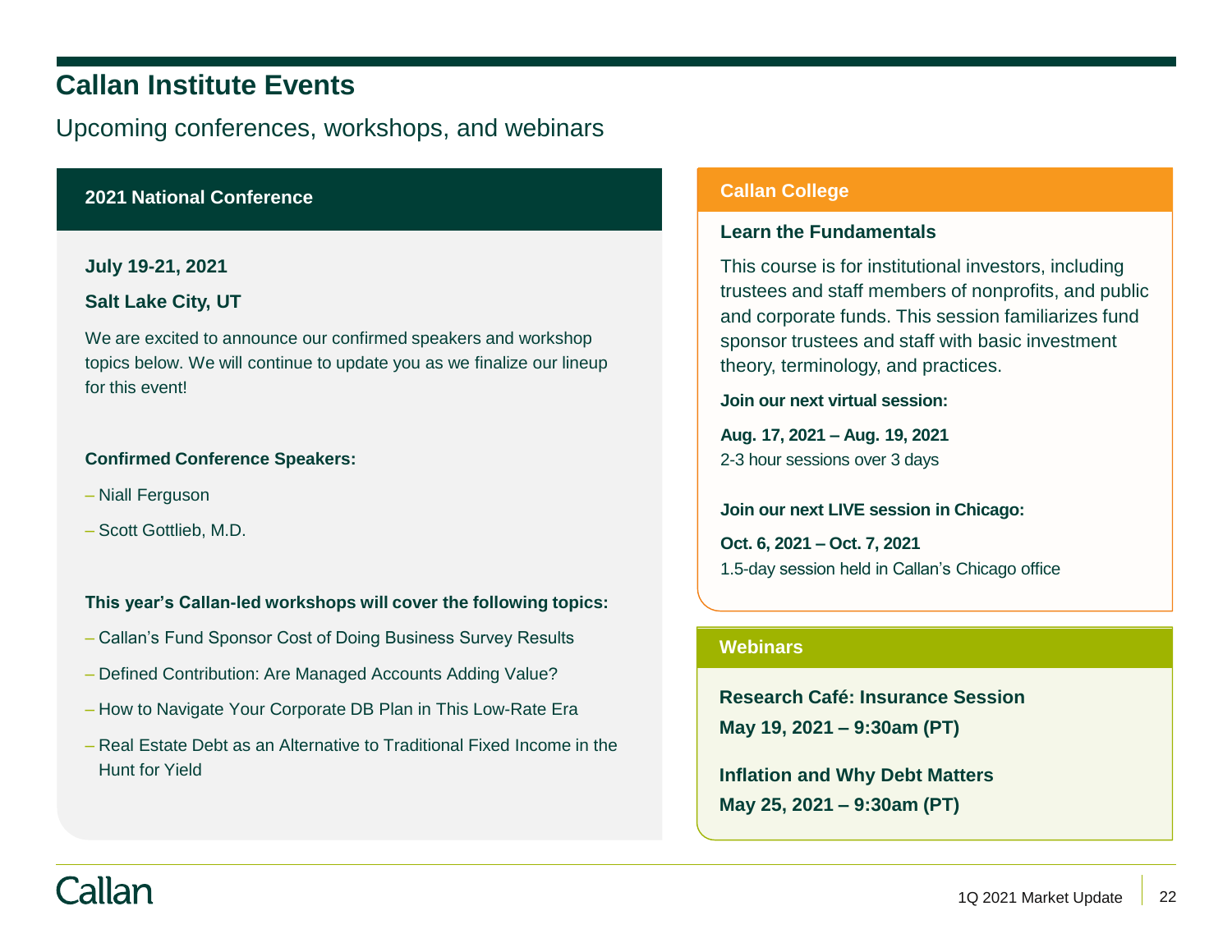# Callan Institute Events

Upcoming conferences, workshops, and webinars

## 2021 National Conference

**July 19-21, 2021**

**Salt Lake City, UT**

We are excited to announce our confirmed speakers and workshop topics below. We will continue to update you as we finalize our lineup for this event!

**Confirmed Conference Speakers:**

– Niall Ferguson

– Scott Gottlieb, M.D.

**This year's Callan-led workshops will cover the following topics:**

– Callan's Fund Sponsor Cost of Doing Business Survey Results

– Defined Contribution: Are Managed Accounts Adding Value?

– How to Navigate Your Corporate DB Plan in This Low-Rate Era

– Real Estate Debt as an Alternative to Traditional Fixed Income in the Hunt for Yield

## Callan College

### Learn the Fundamentals

This course is for institutional investors, including trustees and staff members of nonprofits, and public and corporate funds. This session familiarizes fund sponsor trustees and staff with basic investment theory, terminology, and practices.

**Join our next virtual session:**

**Aug. 17, 2021 – Aug. 19, 2021**
2-3 hour sessions over 3 days

**Join our next LIVE session in Chicago:**

**Oct. 6, 2021 – Oct. 7, 2021**
1.5-day session held in Callan's Chicago office

## Webinars

**Research Café: Insurance Session**
**May 19, 2021 – 9:30am (PT)**

**Inflation and Why Debt Matters**
**May 25, 2021 – 9:30am (PT)**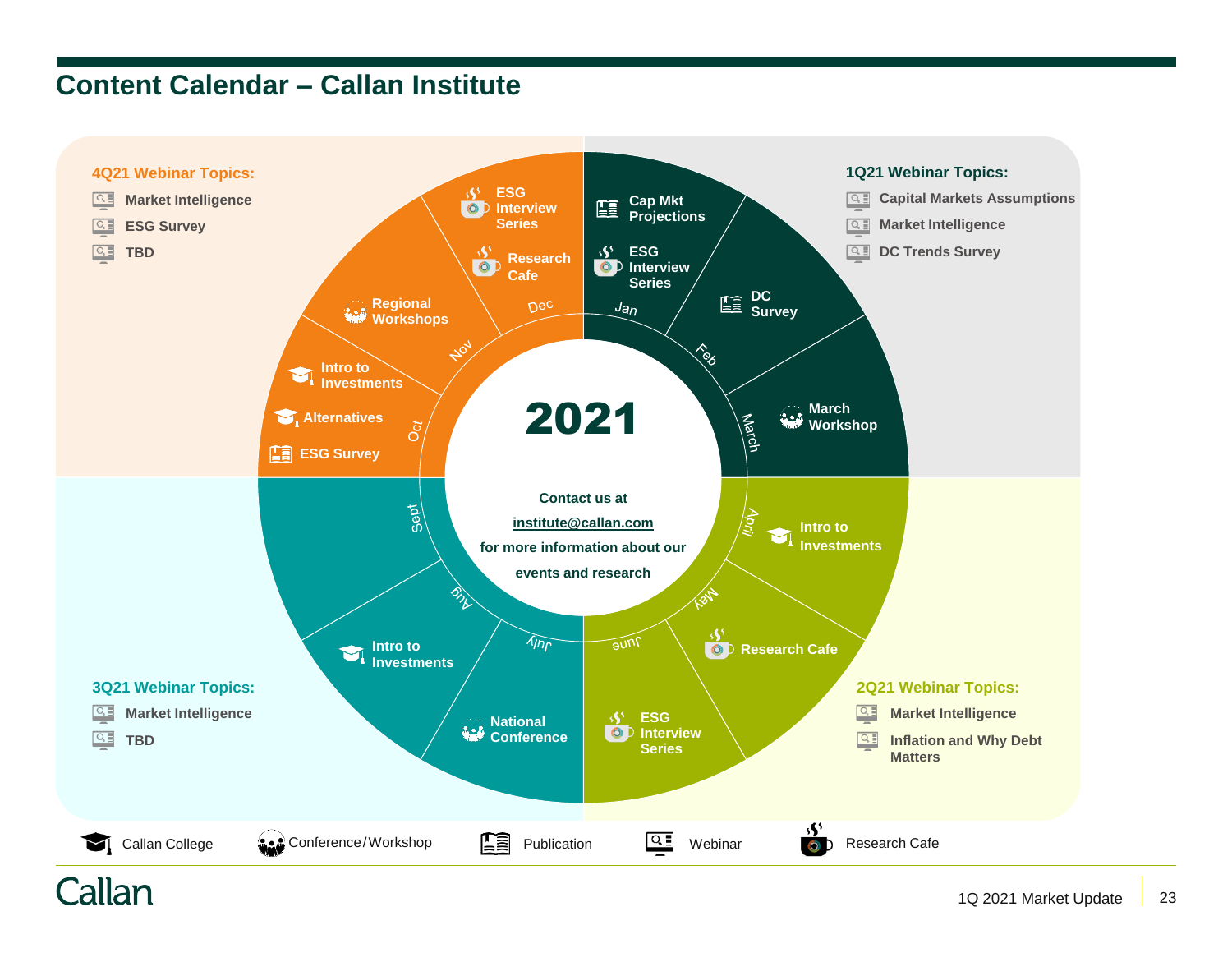# Content Calendar – Callan Institute

**1Q21 Webinar Topics:**
- Capital Markets Assumptions
- Market Intelligence
- DC Trends Survey

**2Q21 Webinar Topics:**
- Market Intelligence
- Inflation and Why Debt Matters

**3Q21 Webinar Topics:**
- Market Intelligence
- TBD

**4Q21 Webinar Topics:**
- Market Intelligence
- ESG Survey
- TBD

**2021**

Jan: Cap Mkt Projections; ESG Interview Series

Feb: DC Survey

March: March Workshop

April: Intro to Investments

May: Research Cafe

June: ESG Interview Series

July: National Conference

Aug: Intro to Investments

Sept

Oct: Intro to Investments; Alternatives; ESG Survey

Nov: Regional Workshops

Dec: ESG Interview Series; Research Cafe

Contact us at **institute@callan.com** for more information about our events and research

Callan College | Conference/Workshop | Publication | Webinar | Research Cafe